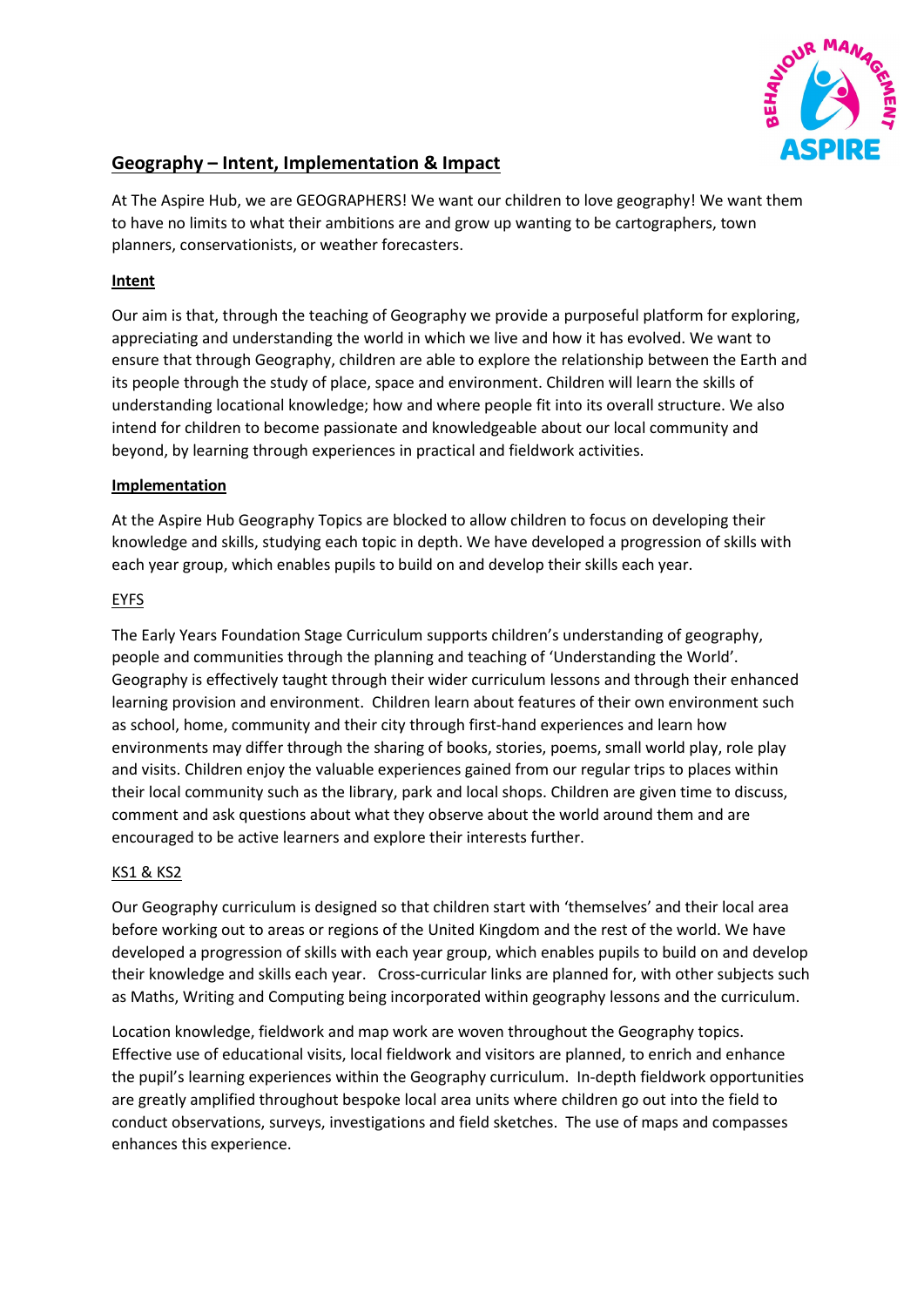# Geography – Intent, Implementation & Impact

At The Aspire Hub, we are GEOGRAPHERS! We want our children to love geography! We want them to have no limits to what their ambitions are and grow up wanting to be cartographers, town planners, conservationists, or weather forecasters.

## Intent

Our aim is that, through the teaching of Geography we provide a purposeful platform for exploring, appreciating and understanding the world in which we live and how it has evolved. We want to ensure that through Geography, children are able to explore the relationship between the Earth and its people through the study of place, space and environment. Children will learn the skills of understanding locational knowledge; how and where people fit into its overall structure. We also intend for children to become passionate and knowledgeable about our local community and beyond, by learning through experiences in practical and fieldwork activities.

## Implementation

At the Aspire Hub Geography Topics are blocked to allow children to focus on developing their knowledge and skills, studying each topic in depth. We have developed a progression of skills with each year group, which enables pupils to build on and develop their skills each year.

### EYFS

The Early Years Foundation Stage Curriculum supports children's understanding of geography, people and communities through the planning and teaching of 'Understanding the World'. Geography is effectively taught through their wider curriculum lessons and through their enhanced learning provision and environment. Children learn about features of their own environment such as school, home, community and their city through first-hand experiences and learn how environments may differ through the sharing of books, stories, poems, small world play, role play and visits. Children enjoy the valuable experiences gained from our regular trips to places within their local community such as the library, park and local shops. Children are given time to discuss, comment and ask questions about what they observe about the world around them and are encouraged to be active learners and explore their interests further.

### KS1 & KS2

Our Geography curriculum is designed so that children start with 'themselves' and their local area before working out to areas or regions of the United Kingdom and the rest of the world. We have developed a progression of skills with each year group, which enables pupils to build on and develop their knowledge and skills each year. Cross-curricular links are planned for, with other subjects such as Maths, Writing and Computing being incorporated within geography lessons and the curriculum.

Location knowledge, fieldwork and map work are woven throughout the Geography topics. Effective use of educational visits, local fieldwork and visitors are planned, to enrich and enhance the pupil's learning experiences within the Geography curriculum. In-depth fieldwork opportunities are greatly amplified throughout bespoke local area units where children go out into the field to conduct observations, surveys, investigations and field sketches. The use of maps and compasses enhances this experience.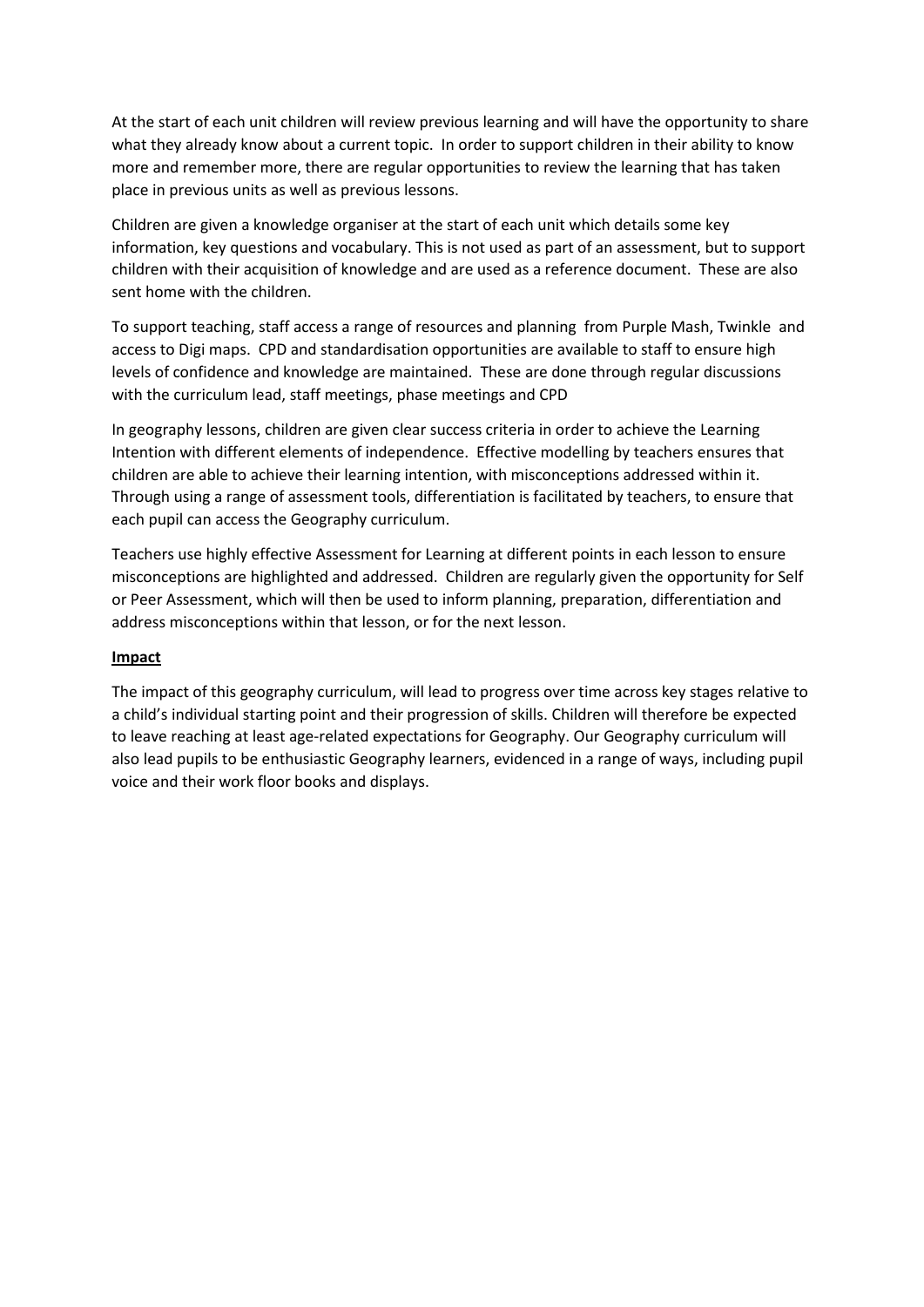At the start of each unit children will review previous learning and will have the opportunity to share what they already know about a current topic. In order to support children in their ability to know more and remember more, there are regular opportunities to review the learning that has taken place in previous units as well as previous lessons.

Children are given a knowledge organiser at the start of each unit which details some key information, key questions and vocabulary. This is not used as part of an assessment, but to support children with their acquisition of knowledge and are used as a reference document. These are also sent home with the children.

To support teaching, staff access a range of resources and planning from Purple Mash, Twinkle and access to Digi maps. CPD and standardisation opportunities are available to staff to ensure high levels of confidence and knowledge are maintained. These are done through regular discussions with the curriculum lead, staff meetings, phase meetings and CPD

In geography lessons, children are given clear success criteria in order to achieve the Learning Intention with different elements of independence. Effective modelling by teachers ensures that children are able to achieve their learning intention, with misconceptions addressed within it. Through using a range of assessment tools, differentiation is facilitated by teachers, to ensure that each pupil can access the Geography curriculum.

Teachers use highly effective Assessment for Learning at different points in each lesson to ensure misconceptions are highlighted and addressed. Children are regularly given the opportunity for Self or Peer Assessment, which will then be used to inform planning, preparation, differentiation and address misconceptions within that lesson, or for the next lesson.

**Impact**

The impact of this geography curriculum, will lead to progress over time across key stages relative to a child's individual starting point and their progression of skills. Children will therefore be expected to leave reaching at least age-related expectations for Geography. Our Geography curriculum will also lead pupils to be enthusiastic Geography learners, evidenced in a range of ways, including pupil voice and their work floor books and displays.